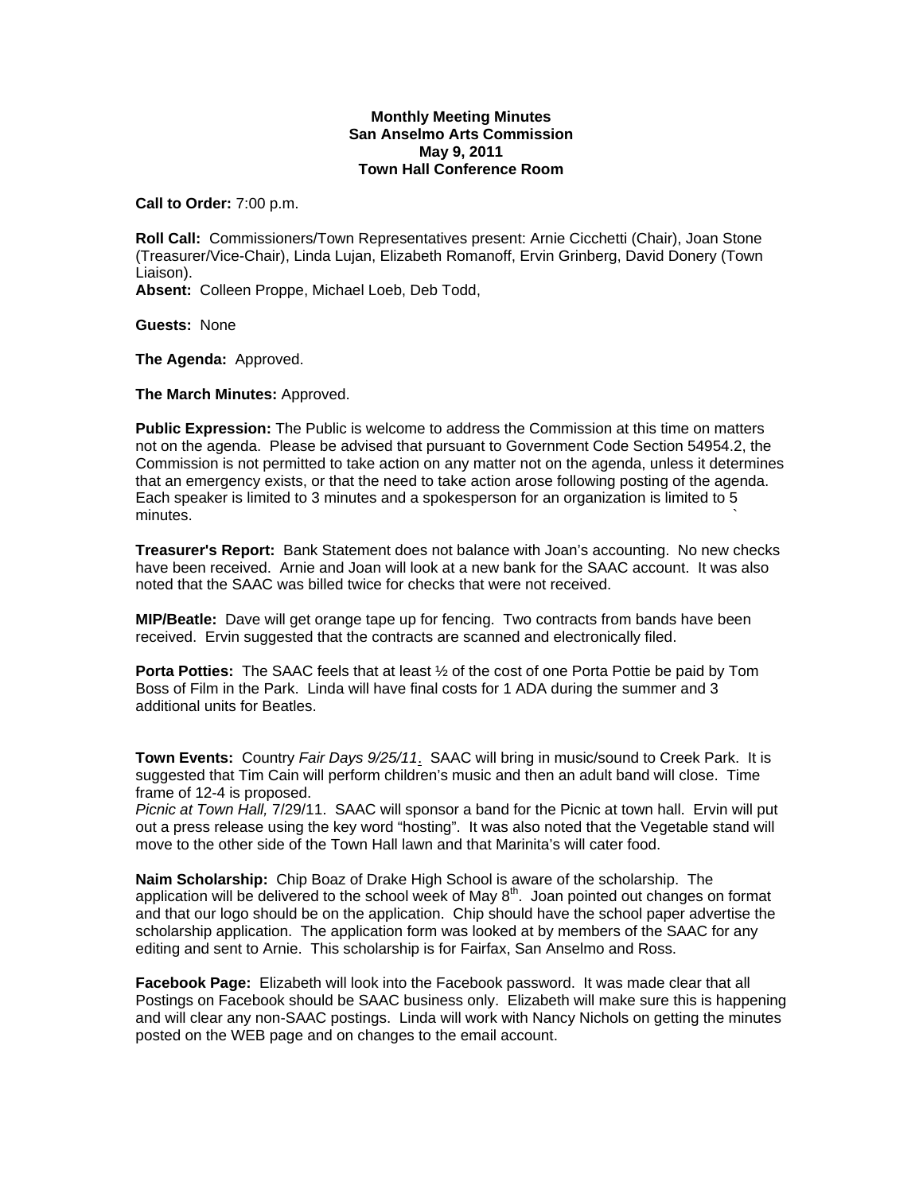**Monthly Meeting Minutes**
**San Anselmo Arts Commission**
**May 9, 2011**
**Town Hall Conference Room**

**Call to Order:** 7:00 p.m.

**Roll Call:** Commissioners/Town Representatives present: Arnie Cicchetti (Chair), Joan Stone (Treasurer/Vice-Chair), Linda Lujan, Elizabeth Romanoff, Ervin Grinberg, David Donery (Town Liaison).
**Absent:** Colleen Proppe, Michael Loeb, Deb Todd,

**Guests:** None

**The Agenda:** Approved.

**The March Minutes:** Approved.

**Public Expression:** The Public is welcome to address the Commission at this time on matters not on the agenda. Please be advised that pursuant to Government Code Section 54954.2, the Commission is not permitted to take action on any matter not on the agenda, unless it determines that an emergency exists, or that the need to take action arose following posting of the agenda. Each speaker is limited to 3 minutes and a spokesperson for an organization is limited to 5 minutes.

**Treasurer's Report:** Bank Statement does not balance with Joan's accounting. No new checks have been received. Arnie and Joan will look at a new bank for the SAAC account. It was also noted that the SAAC was billed twice for checks that were not received.

**MIP/Beatle:** Dave will get orange tape up for fencing. Two contracts from bands have been received. Ervin suggested that the contracts are scanned and electronically filed.

**Porta Potties:** The SAAC feels that at least ½ of the cost of one Porta Pottie be paid by Tom Boss of Film in the Park. Linda will have final costs for 1 ADA during the summer and 3 additional units for Beatles.

**Town Events:** Country *Fair Days 9/25/11*. SAAC will bring in music/sound to Creek Park. It is suggested that Tim Cain will perform children's music and then an adult band will close. Time frame of 12-4 is proposed.
*Picnic at Town Hall,* 7/29/11. SAAC will sponsor a band for the Picnic at town hall. Ervin will put out a press release using the key word "hosting". It was also noted that the Vegetable stand will move to the other side of the Town Hall lawn and that Marinita's will cater food.

**Naim Scholarship:** Chip Boaz of Drake High School is aware of the scholarship. The application will be delivered to the school week of May 8th. Joan pointed out changes on format and that our logo should be on the application. Chip should have the school paper advertise the scholarship application. The application form was looked at by members of the SAAC for any editing and sent to Arnie. This scholarship is for Fairfax, San Anselmo and Ross.

**Facebook Page:** Elizabeth will look into the Facebook password. It was made clear that all Postings on Facebook should be SAAC business only. Elizabeth will make sure this is happening and will clear any non-SAAC postings. Linda will work with Nancy Nichols on getting the minutes posted on the WEB page and on changes to the email account.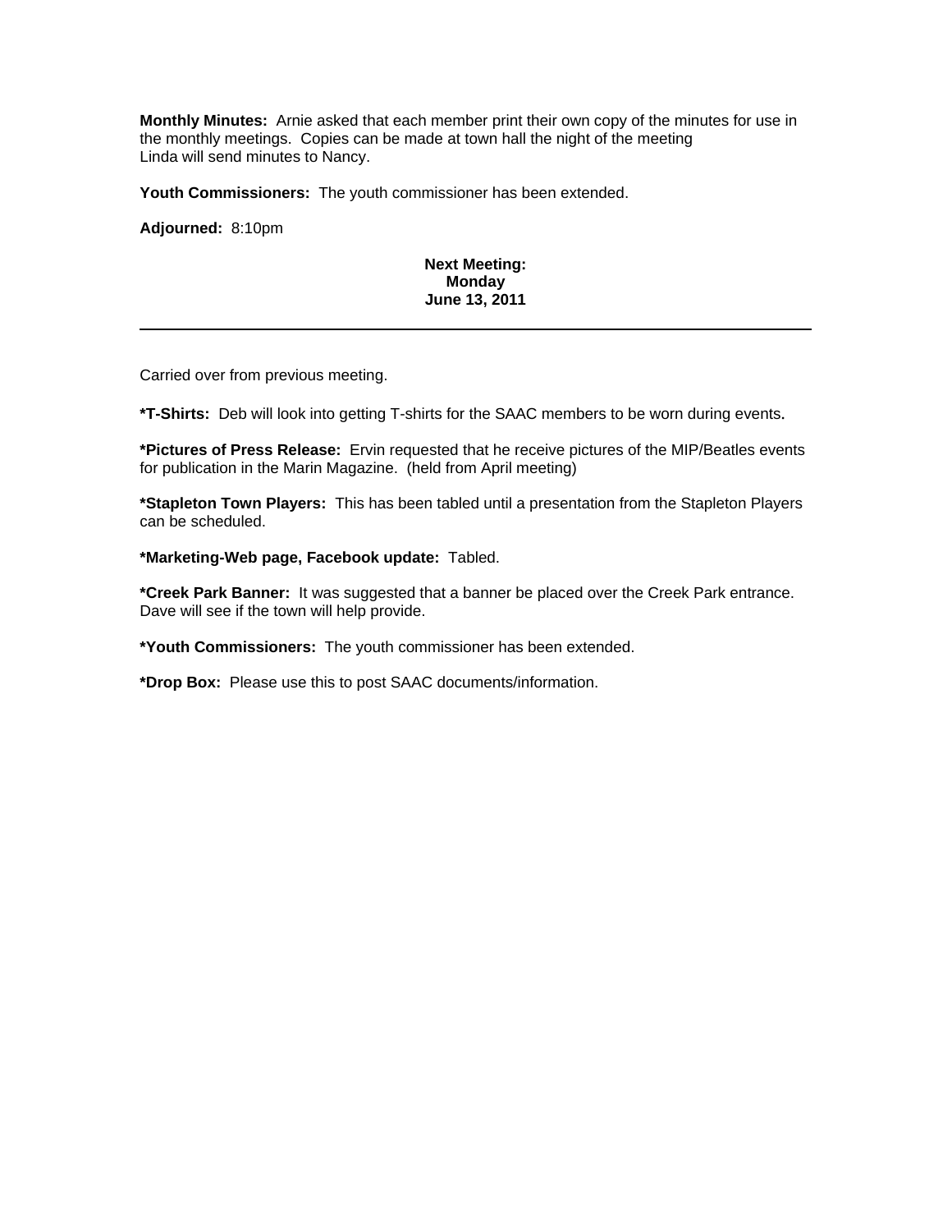**Monthly Minutes:** Arnie asked that each member print their own copy of the minutes for use in the monthly meetings. Copies can be made at town hall the night of the meeting
Linda will send minutes to Nancy.

**Youth Commissioners:** The youth commissioner has been extended.

**Adjourned:** 8:10pm

**Next Meeting:**
**Monday**
**June 13, 2011**

---

Carried over from previous meeting.

***T-Shirts:** Deb will look into getting T-shirts for the SAAC members to be worn during events.

***Pictures of Press Release:** Ervin requested that he receive pictures of the MIP/Beatles events for publication in the Marin Magazine. (held from April meeting)

***Stapleton Town Players:** This has been tabled until a presentation from the Stapleton Players can be scheduled.

***Marketing-Web page, Facebook update:** Tabled.

***Creek Park Banner:** It was suggested that a banner be placed over the Creek Park entrance. Dave will see if the town will help provide.

***Youth Commissioners:** The youth commissioner has been extended.

***Drop Box:** Please use this to post SAAC documents/information.